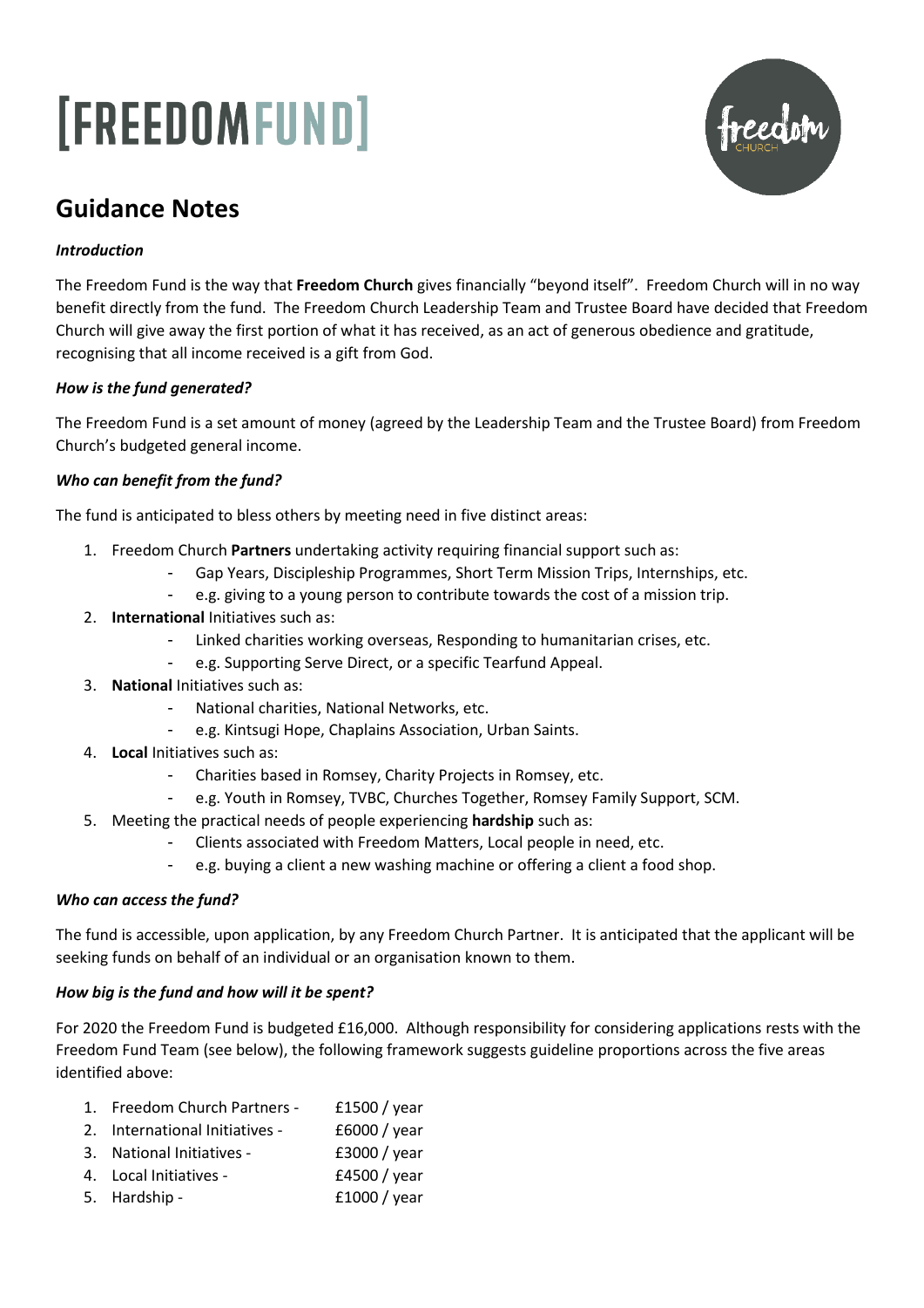# [FREEDOMFUND]

## Guidance Notes

***Introduction***

The Freedom Fund is the way that **Freedom Church** gives financially "beyond itself". Freedom Church will in no way benefit directly from the fund. The Freedom Church Leadership Team and Trustee Board have decided that Freedom Church will give away the first portion of what it has received, as an act of generous obedience and gratitude, recognising that all income received is a gift from God.

***How is the fund generated?***

The Freedom Fund is a set amount of money (agreed by the Leadership Team and the Trustee Board) from Freedom Church's budgeted general income.

***Who can benefit from the fund?***

The fund is anticipated to bless others by meeting need in five distinct areas:

1. Freedom Church **Partners** undertaking activity requiring financial support such as:
    - Gap Years, Discipleship Programmes, Short Term Mission Trips, Internships, etc.
    - e.g. giving to a young person to contribute towards the cost of a mission trip.
2. **International** Initiatives such as:
    - Linked charities working overseas, Responding to humanitarian crises, etc.
    - e.g. Supporting Serve Direct, or a specific Tearfund Appeal.
3. **National** Initiatives such as:
    - National charities, National Networks, etc.
    - e.g. Kintsugi Hope, Chaplains Association, Urban Saints.
4. **Local** Initiatives such as:
    - Charities based in Romsey, Charity Projects in Romsey, etc.
    - e.g. Youth in Romsey, TVBC, Churches Together, Romsey Family Support, SCM.
5. Meeting the practical needs of people experiencing **hardship** such as:
    - Clients associated with Freedom Matters, Local people in need, etc.
    - e.g. buying a client a new washing machine or offering a client a food shop.

***Who can access the fund?***

The fund is accessible, upon application, by any Freedom Church Partner. It is anticipated that the applicant will be seeking funds on behalf of an individual or an organisation known to them.

***How big is the fund and how will it be spent?***

For 2020 the Freedom Fund is budgeted £16,000. Although responsibility for considering applications rests with the Freedom Fund Team (see below), the following framework suggests guideline proportions across the five areas identified above:

1. Freedom Church Partners - £1500 / year
2. International Initiatives - £6000 / year
3. National Initiatives - £3000 / year
4. Local Initiatives - £4500 / year
5. Hardship - £1000 / year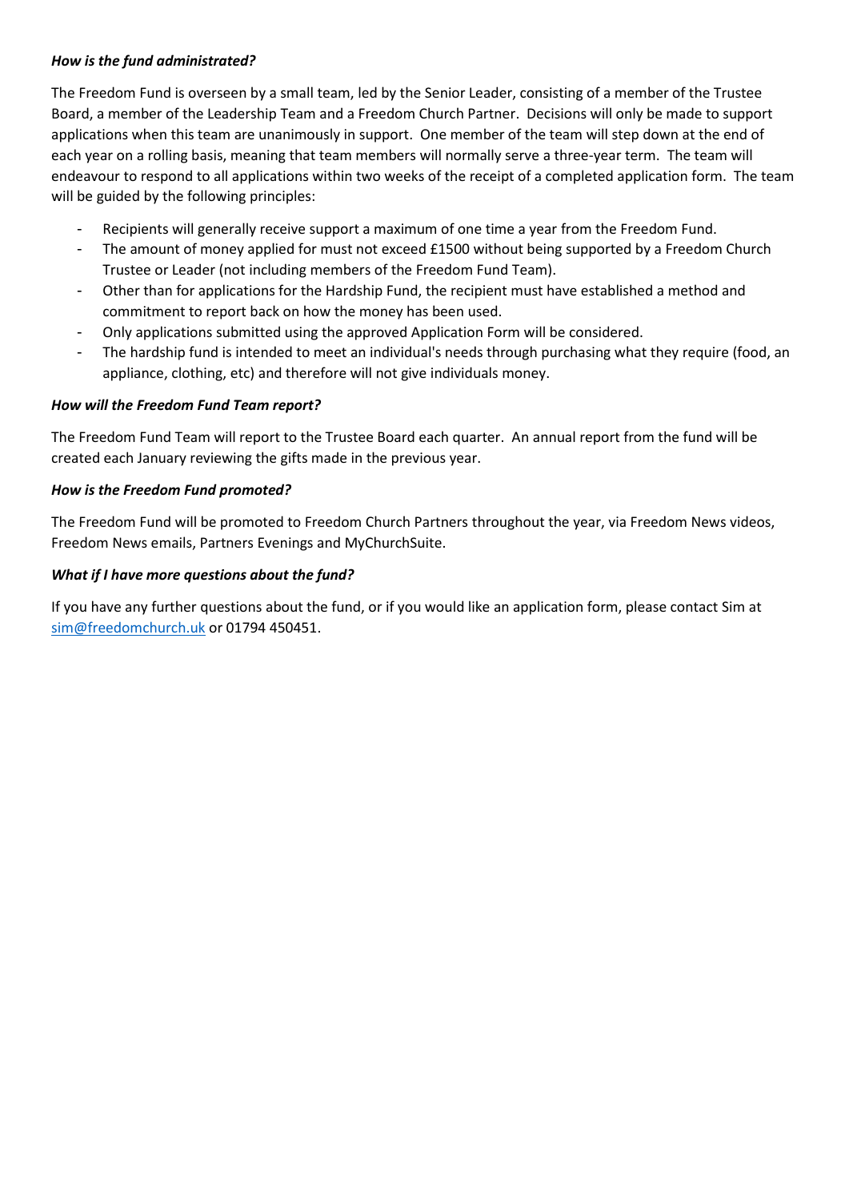***How is the fund administrated?***

The Freedom Fund is overseen by a small team, led by the Senior Leader, consisting of a member of the Trustee Board, a member of the Leadership Team and a Freedom Church Partner. Decisions will only be made to support applications when this team are unanimously in support. One member of the team will step down at the end of each year on a rolling basis, meaning that team members will normally serve a three-year term. The team will endeavour to respond to all applications within two weeks of the receipt of a completed application form. The team will be guided by the following principles:

- Recipients will generally receive support a maximum of one time a year from the Freedom Fund.
- The amount of money applied for must not exceed £1500 without being supported by a Freedom Church Trustee or Leader (not including members of the Freedom Fund Team).
- Other than for applications for the Hardship Fund, the recipient must have established a method and commitment to report back on how the money has been used.
- Only applications submitted using the approved Application Form will be considered.
- The hardship fund is intended to meet an individual's needs through purchasing what they require (food, an appliance, clothing, etc) and therefore will not give individuals money.

***How will the Freedom Fund Team report?***

The Freedom Fund Team will report to the Trustee Board each quarter. An annual report from the fund will be created each January reviewing the gifts made in the previous year.

***How is the Freedom Fund promoted?***

The Freedom Fund will be promoted to Freedom Church Partners throughout the year, via Freedom News videos, Freedom News emails, Partners Evenings and MyChurchSuite.

***What if I have more questions about the fund?***

If you have any further questions about the fund, or if you would like an application form, please contact Sim at sim@freedomchurch.uk or 01794 450451.